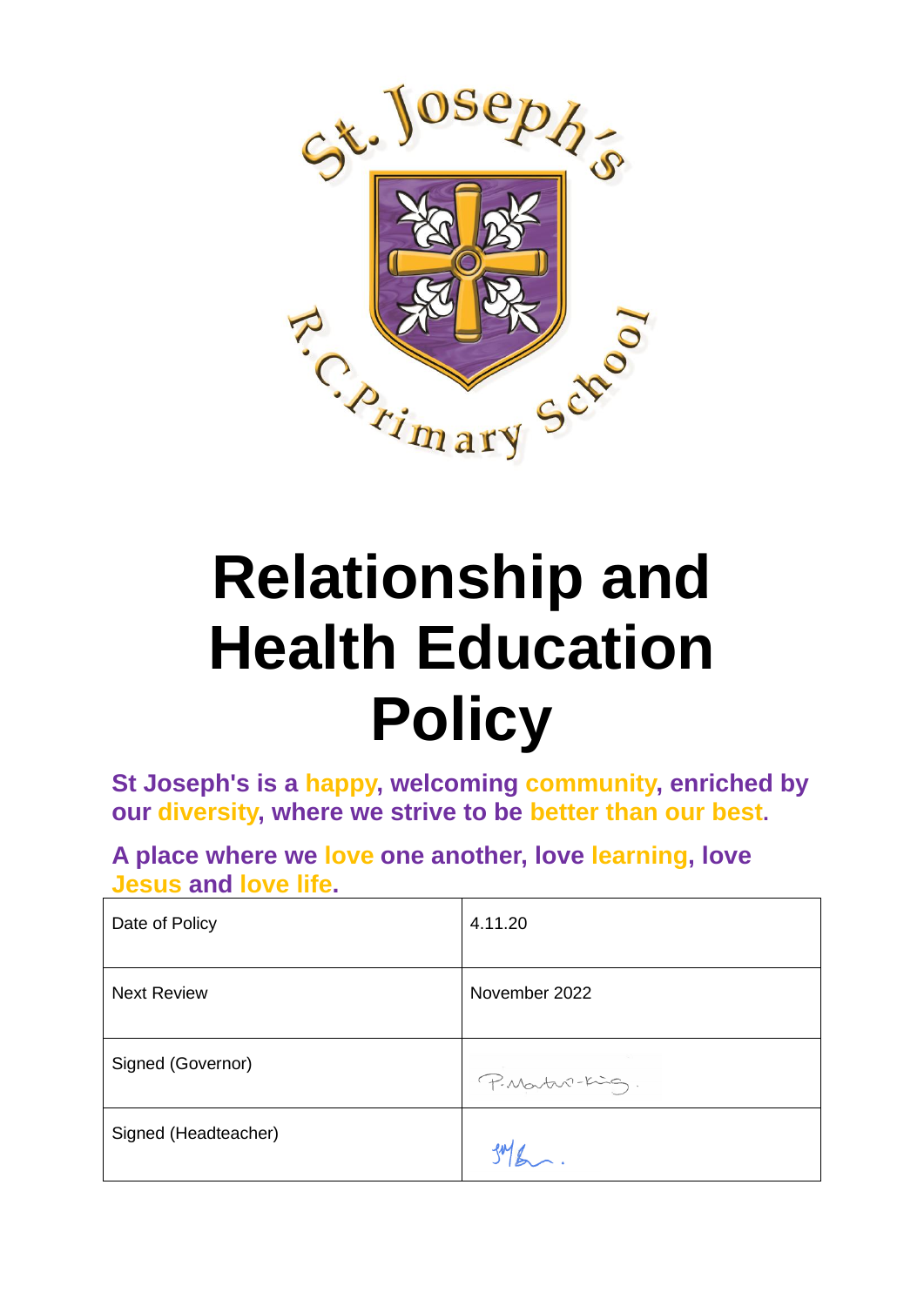# Relationship and Health Education Policy

**St Joseph's is a happy, welcoming community, enriched by our diversity, where we strive to be better than our best.**

**A place where we love one another, love learning, love Jesus and love life.**

| Date of Policy | 4.11.20 |
|---|---|
| Next Review | November 2022 |
| Signed (Governor) | P.Martin-King. |
| Signed (Headteacher) | |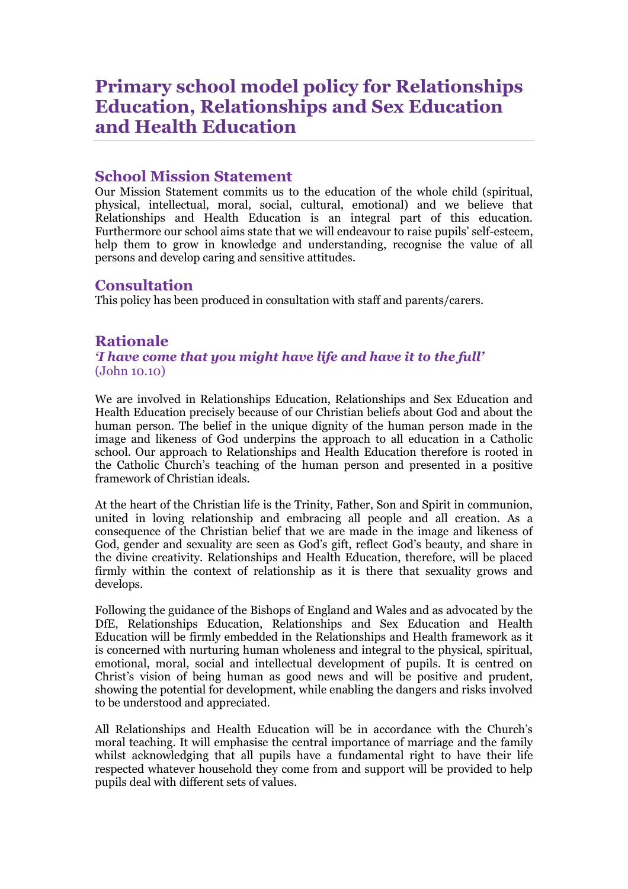# Primary school model policy for Relationships Education, Relationships and Sex Education and Health Education

## School Mission Statement

Our Mission Statement commits us to the education of the whole child (spiritual, physical, intellectual, moral, social, cultural, emotional) and we believe that Relationships and Health Education is an integral part of this education. Furthermore our school aims state that we will endeavour to raise pupils' self-esteem, help them to grow in knowledge and understanding, recognise the value of all persons and develop caring and sensitive attitudes.

## Consultation

This policy has been produced in consultation with staff and parents/carers.

## Rationale

***'I have come that you might have life and have it to the full'***
(John 10.10)

We are involved in Relationships Education, Relationships and Sex Education and Health Education precisely because of our Christian beliefs about God and about the human person. The belief in the unique dignity of the human person made in the image and likeness of God underpins the approach to all education in a Catholic school. Our approach to Relationships and Health Education therefore is rooted in the Catholic Church's teaching of the human person and presented in a positive framework of Christian ideals.

At the heart of the Christian life is the Trinity, Father, Son and Spirit in communion, united in loving relationship and embracing all people and all creation. As a consequence of the Christian belief that we are made in the image and likeness of God, gender and sexuality are seen as God's gift, reflect God's beauty, and share in the divine creativity. Relationships and Health Education, therefore, will be placed firmly within the context of relationship as it is there that sexuality grows and develops.

Following the guidance of the Bishops of England and Wales and as advocated by the DfE, Relationships Education, Relationships and Sex Education and Health Education will be firmly embedded in the Relationships and Health framework as it is concerned with nurturing human wholeness and integral to the physical, spiritual, emotional, moral, social and intellectual development of pupils. It is centred on Christ's vision of being human as good news and will be positive and prudent, showing the potential for development, while enabling the dangers and risks involved to be understood and appreciated.

All Relationships and Health Education will be in accordance with the Church's moral teaching. It will emphasise the central importance of marriage and the family whilst acknowledging that all pupils have a fundamental right to have their life respected whatever household they come from and support will be provided to help pupils deal with different sets of values.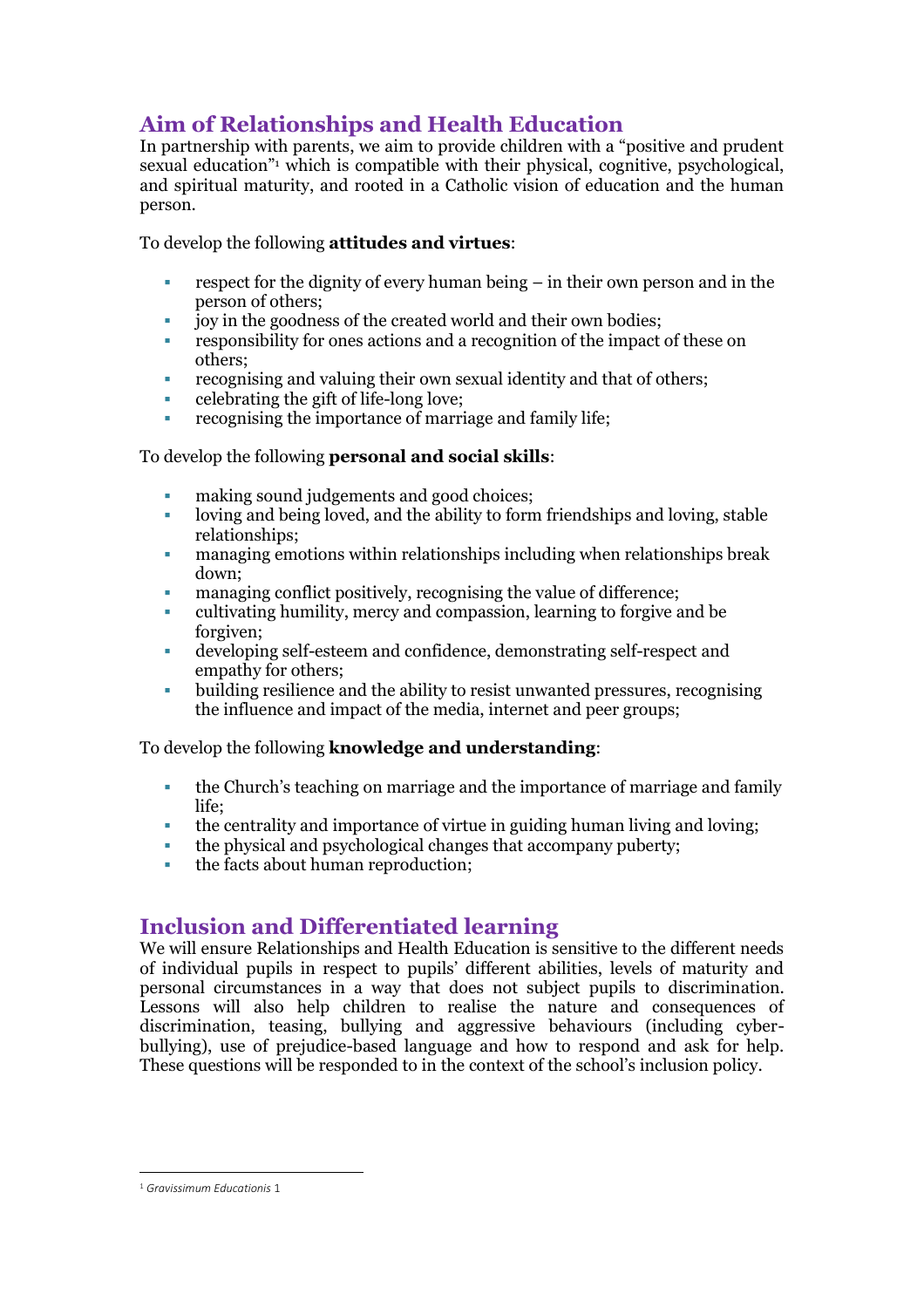## Aim of Relationships and Health Education

In partnership with parents, we aim to provide children with a "positive and prudent sexual education"[1] which is compatible with their physical, cognitive, psychological, and spiritual maturity, and rooted in a Catholic vision of education and the human person.

To develop the following **attitudes and virtues**:

- respect for the dignity of every human being – in their own person and in the person of others;
- joy in the goodness of the created world and their own bodies;
- responsibility for ones actions and a recognition of the impact of these on others;
- recognising and valuing their own sexual identity and that of others;
- celebrating the gift of life-long love;
- recognising the importance of marriage and family life;

To develop the following **personal and social skills**:

- making sound judgements and good choices;
- loving and being loved, and the ability to form friendships and loving, stable relationships;
- managing emotions within relationships including when relationships break down;
- managing conflict positively, recognising the value of difference;
- cultivating humility, mercy and compassion, learning to forgive and be forgiven;
- developing self-esteem and confidence, demonstrating self-respect and empathy for others;
- building resilience and the ability to resist unwanted pressures, recognising the influence and impact of the media, internet and peer groups;

To develop the following **knowledge and understanding**:

- the Church's teaching on marriage and the importance of marriage and family life;
- the centrality and importance of virtue in guiding human living and loving;
- the physical and psychological changes that accompany puberty;
- the facts about human reproduction;

## Inclusion and Differentiated learning

We will ensure Relationships and Health Education is sensitive to the different needs of individual pupils in respect to pupils' different abilities, levels of maturity and personal circumstances in a way that does not subject pupils to discrimination. Lessons will also help children to realise the nature and consequences of discrimination, teasing, bullying and aggressive behaviours (including cyber-bullying), use of prejudice-based language and how to respond and ask for help. These questions will be responded to in the context of the school's inclusion policy.

---

[1] *Gravissimum Educationis* 1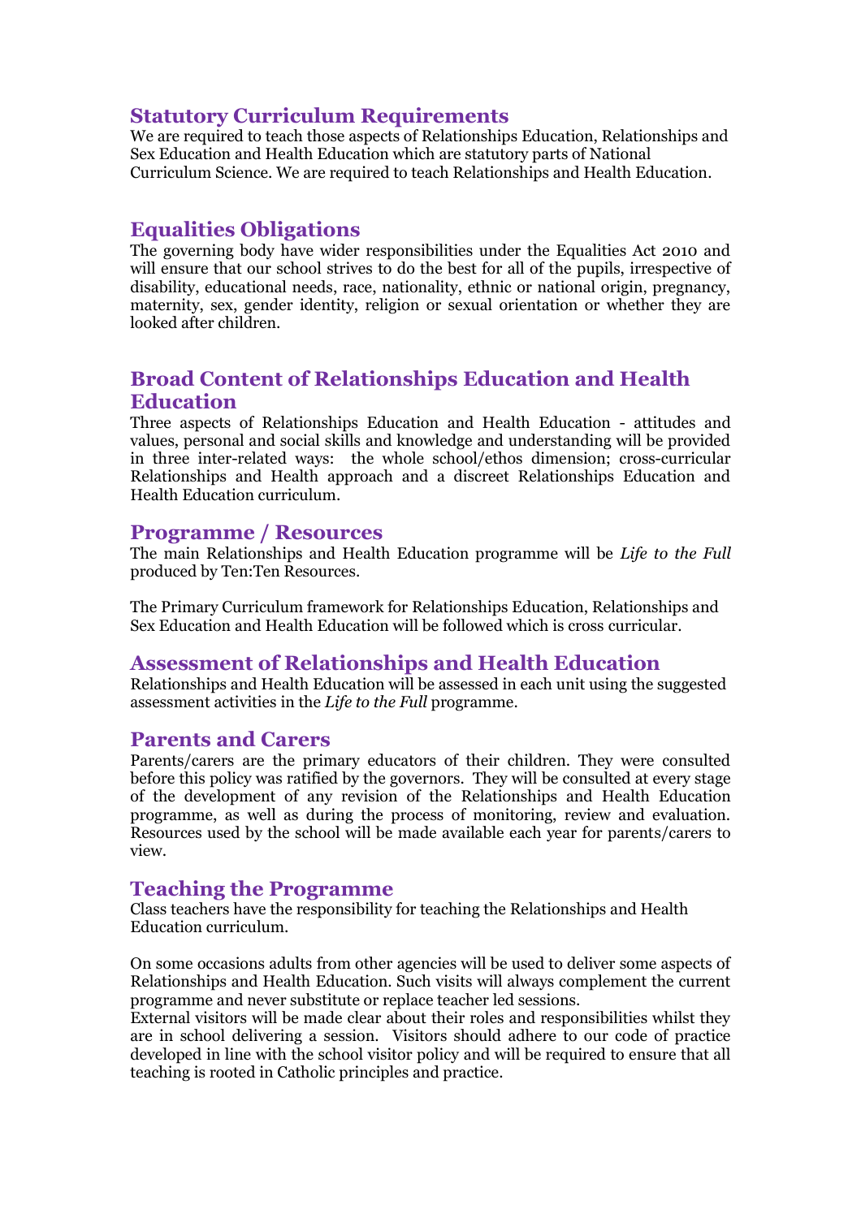## Statutory Curriculum Requirements

We are required to teach those aspects of Relationships Education, Relationships and Sex Education and Health Education which are statutory parts of National Curriculum Science. We are required to teach Relationships and Health Education.

## Equalities Obligations

The governing body have wider responsibilities under the Equalities Act 2010 and will ensure that our school strives to do the best for all of the pupils, irrespective of disability, educational needs, race, nationality, ethnic or national origin, pregnancy, maternity, sex, gender identity, religion or sexual orientation or whether they are looked after children.

## Broad Content of Relationships Education and Health Education

Three aspects of Relationships Education and Health Education - attitudes and values, personal and social skills and knowledge and understanding will be provided in three inter-related ways: the whole school/ethos dimension; cross-curricular Relationships and Health approach and a discreet Relationships Education and Health Education curriculum.

## Programme / Resources

The main Relationships and Health Education programme will be *Life to the Full* produced by Ten:Ten Resources.

The Primary Curriculum framework for Relationships Education, Relationships and Sex Education and Health Education will be followed which is cross curricular.

## Assessment of Relationships and Health Education

Relationships and Health Education will be assessed in each unit using the suggested assessment activities in the *Life to the Full* programme.

## Parents and Carers

Parents/carers are the primary educators of their children. They were consulted before this policy was ratified by the governors. They will be consulted at every stage of the development of any revision of the Relationships and Health Education programme, as well as during the process of monitoring, review and evaluation. Resources used by the school will be made available each year for parents/carers to view.

## Teaching the Programme

Class teachers have the responsibility for teaching the Relationships and Health Education curriculum.

On some occasions adults from other agencies will be used to deliver some aspects of Relationships and Health Education. Such visits will always complement the current programme and never substitute or replace teacher led sessions.
External visitors will be made clear about their roles and responsibilities whilst they are in school delivering a session. Visitors should adhere to our code of practice developed in line with the school visitor policy and will be required to ensure that all teaching is rooted in Catholic principles and practice.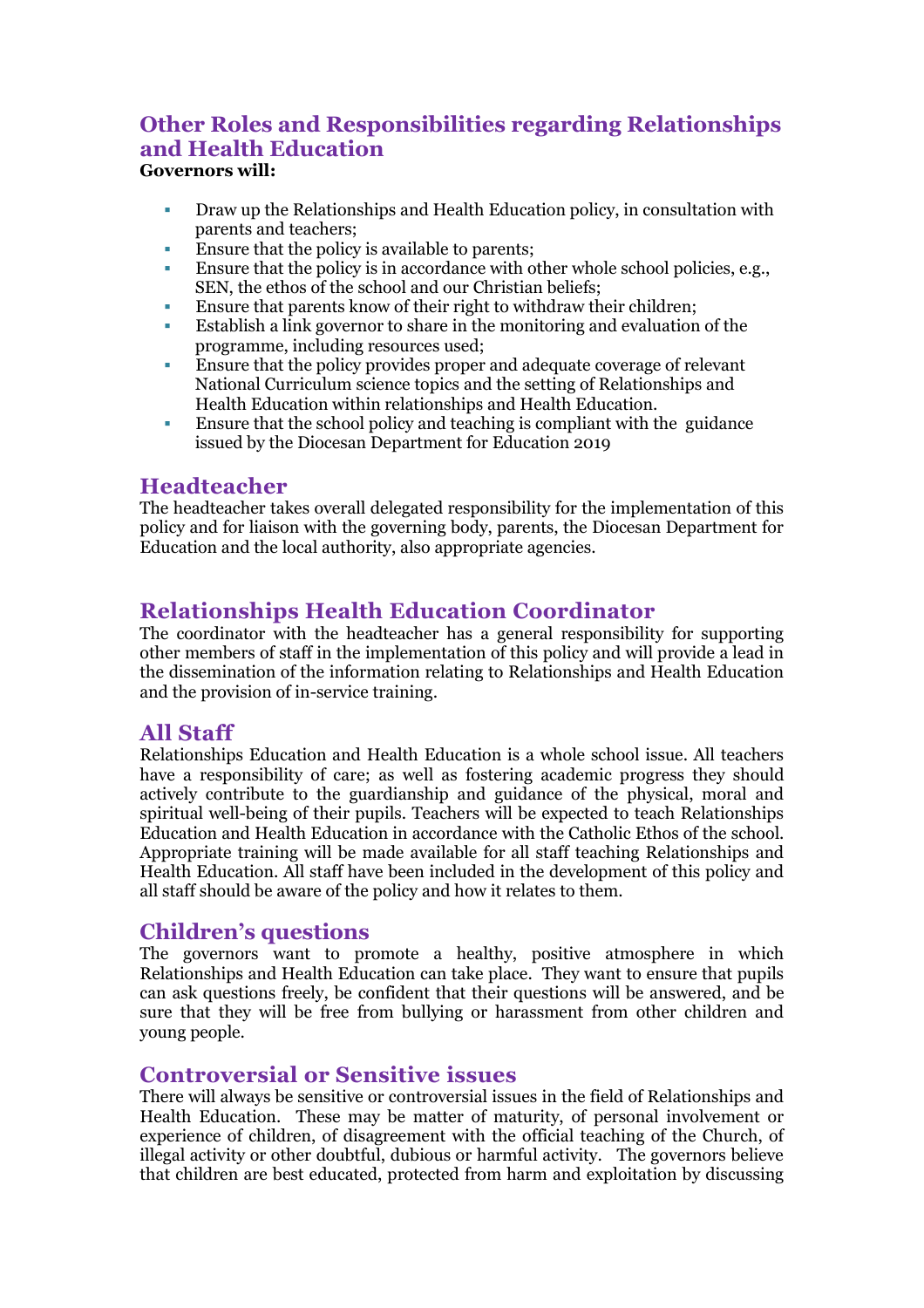## Other Roles and Responsibilities regarding Relationships and Health Education

**Governors will:**

- Draw up the Relationships and Health Education policy, in consultation with parents and teachers;
- Ensure that the policy is available to parents;
- Ensure that the policy is in accordance with other whole school policies, e.g., SEN, the ethos of the school and our Christian beliefs;
- Ensure that parents know of their right to withdraw their children;
- Establish a link governor to share in the monitoring and evaluation of the programme, including resources used;
- Ensure that the policy provides proper and adequate coverage of relevant National Curriculum science topics and the setting of Relationships and Health Education within relationships and Health Education.
- Ensure that the school policy and teaching is compliant with the guidance issued by the Diocesan Department for Education 2019

## Headteacher

The headteacher takes overall delegated responsibility for the implementation of this policy and for liaison with the governing body, parents, the Diocesan Department for Education and the local authority, also appropriate agencies.

## Relationships Health Education Coordinator

The coordinator with the headteacher has a general responsibility for supporting other members of staff in the implementation of this policy and will provide a lead in the dissemination of the information relating to Relationships and Health Education and the provision of in-service training.

## All Staff

Relationships Education and Health Education is a whole school issue. All teachers have a responsibility of care; as well as fostering academic progress they should actively contribute to the guardianship and guidance of the physical, moral and spiritual well-being of their pupils. Teachers will be expected to teach Relationships Education and Health Education in accordance with the Catholic Ethos of the school. Appropriate training will be made available for all staff teaching Relationships and Health Education. All staff have been included in the development of this policy and all staff should be aware of the policy and how it relates to them.

## Children's questions

The governors want to promote a healthy, positive atmosphere in which Relationships and Health Education can take place. They want to ensure that pupils can ask questions freely, be confident that their questions will be answered, and be sure that they will be free from bullying or harassment from other children and young people.

## Controversial or Sensitive issues

There will always be sensitive or controversial issues in the field of Relationships and Health Education. These may be matter of maturity, of personal involvement or experience of children, of disagreement with the official teaching of the Church, of illegal activity or other doubtful, dubious or harmful activity. The governors believe that children are best educated, protected from harm and exploitation by discussing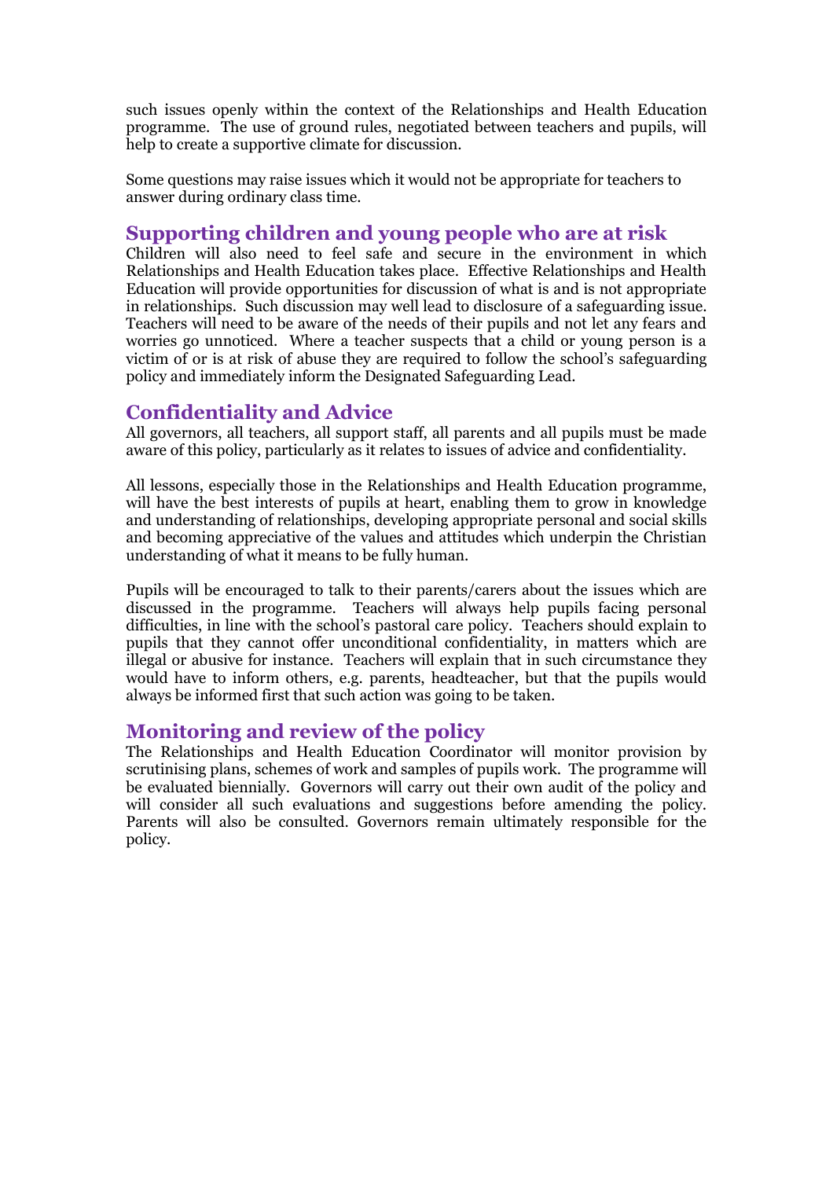such issues openly within the context of the Relationships and Health Education programme. The use of ground rules, negotiated between teachers and pupils, will help to create a supportive climate for discussion.

Some questions may raise issues which it would not be appropriate for teachers to answer during ordinary class time.

## Supporting children and young people who are at risk

Children will also need to feel safe and secure in the environment in which Relationships and Health Education takes place. Effective Relationships and Health Education will provide opportunities for discussion of what is and is not appropriate in relationships. Such discussion may well lead to disclosure of a safeguarding issue. Teachers will need to be aware of the needs of their pupils and not let any fears and worries go unnoticed. Where a teacher suspects that a child or young person is a victim of or is at risk of abuse they are required to follow the school's safeguarding policy and immediately inform the Designated Safeguarding Lead.

## Confidentiality and Advice

All governors, all teachers, all support staff, all parents and all pupils must be made aware of this policy, particularly as it relates to issues of advice and confidentiality.

All lessons, especially those in the Relationships and Health Education programme, will have the best interests of pupils at heart, enabling them to grow in knowledge and understanding of relationships, developing appropriate personal and social skills and becoming appreciative of the values and attitudes which underpin the Christian understanding of what it means to be fully human.

Pupils will be encouraged to talk to their parents/carers about the issues which are discussed in the programme. Teachers will always help pupils facing personal difficulties, in line with the school's pastoral care policy. Teachers should explain to pupils that they cannot offer unconditional confidentiality, in matters which are illegal or abusive for instance. Teachers will explain that in such circumstance they would have to inform others, e.g. parents, headteacher, but that the pupils would always be informed first that such action was going to be taken.

## Monitoring and review of the policy

The Relationships and Health Education Coordinator will monitor provision by scrutinising plans, schemes of work and samples of pupils work. The programme will be evaluated biennially. Governors will carry out their own audit of the policy and will consider all such evaluations and suggestions before amending the policy. Parents will also be consulted. Governors remain ultimately responsible for the policy.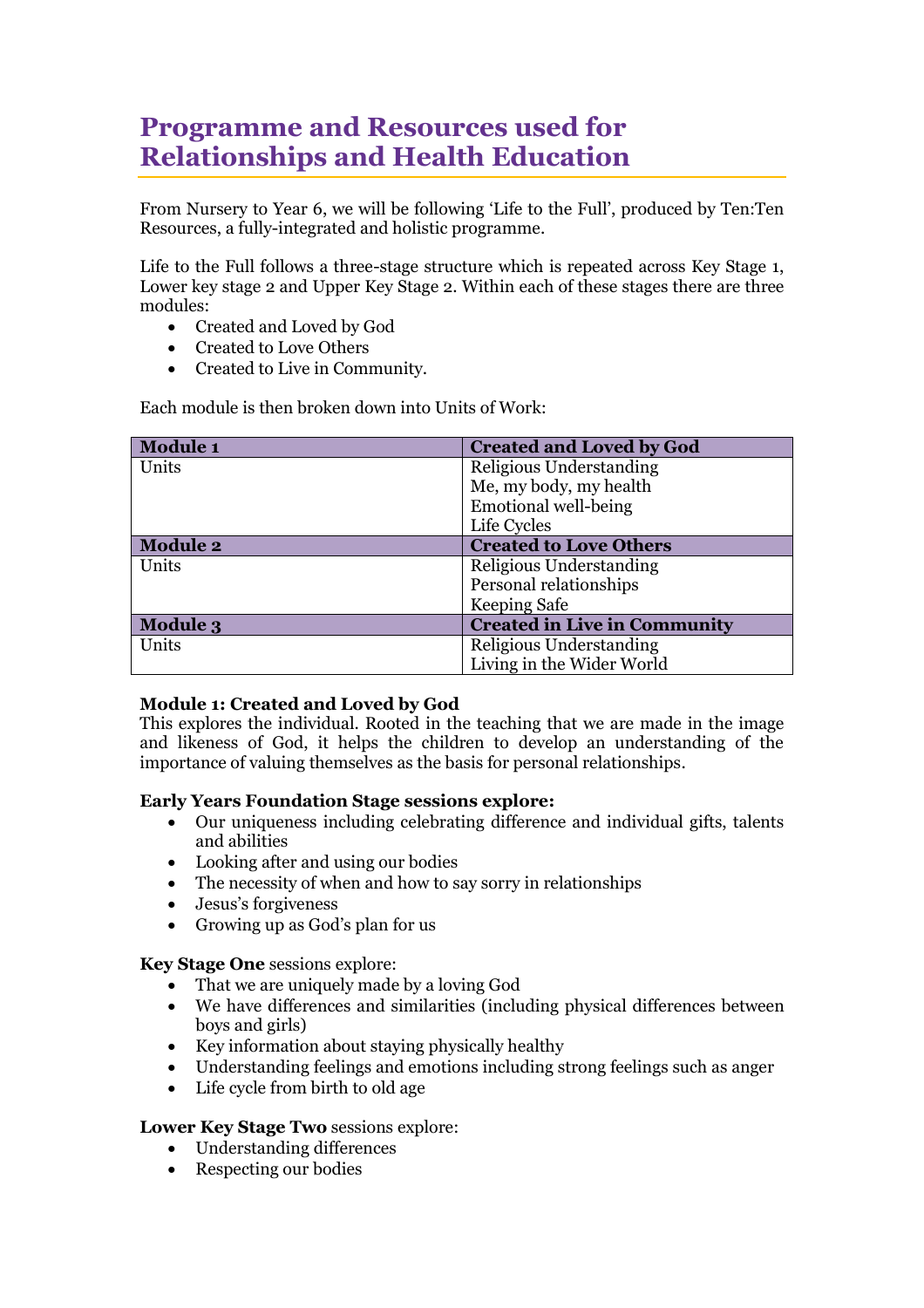# Programme and Resources used for Relationships and Health Education

From Nursery to Year 6, we will be following 'Life to the Full', produced by Ten:Ten Resources, a fully-integrated and holistic programme.

Life to the Full follows a three-stage structure which is repeated across Key Stage 1, Lower key stage 2 and Upper Key Stage 2. Within each of these stages there are three modules:

- Created and Loved by God
- Created to Love Others
- Created to Live in Community.

Each module is then broken down into Units of Work:

| **Module 1** | **Created and Loved by God** |
|---|---|
| Units | Religious Understanding<br>Me, my body, my health<br>Emotional well-being<br>Life Cycles |
| **Module 2** | **Created to Love Others** |
| Units | Religious Understanding<br>Personal relationships<br>Keeping Safe |
| **Module 3** | **Created in Live in Community** |
| Units | Religious Understanding<br>Living in the Wider World |

**Module 1: Created and Loved by God**
This explores the individual. Rooted in the teaching that we are made in the image and likeness of God, it helps the children to develop an understanding of the importance of valuing themselves as the basis for personal relationships.

**Early Years Foundation Stage sessions explore:**

- Our uniqueness including celebrating difference and individual gifts, talents and abilities
- Looking after and using our bodies
- The necessity of when and how to say sorry in relationships
- Jesus's forgiveness
- Growing up as God's plan for us

**Key Stage One** sessions explore:

- That we are uniquely made by a loving God
- We have differences and similarities (including physical differences between boys and girls)
- Key information about staying physically healthy
- Understanding feelings and emotions including strong feelings such as anger
- Life cycle from birth to old age

**Lower Key Stage Two** sessions explore:

- Understanding differences
- Respecting our bodies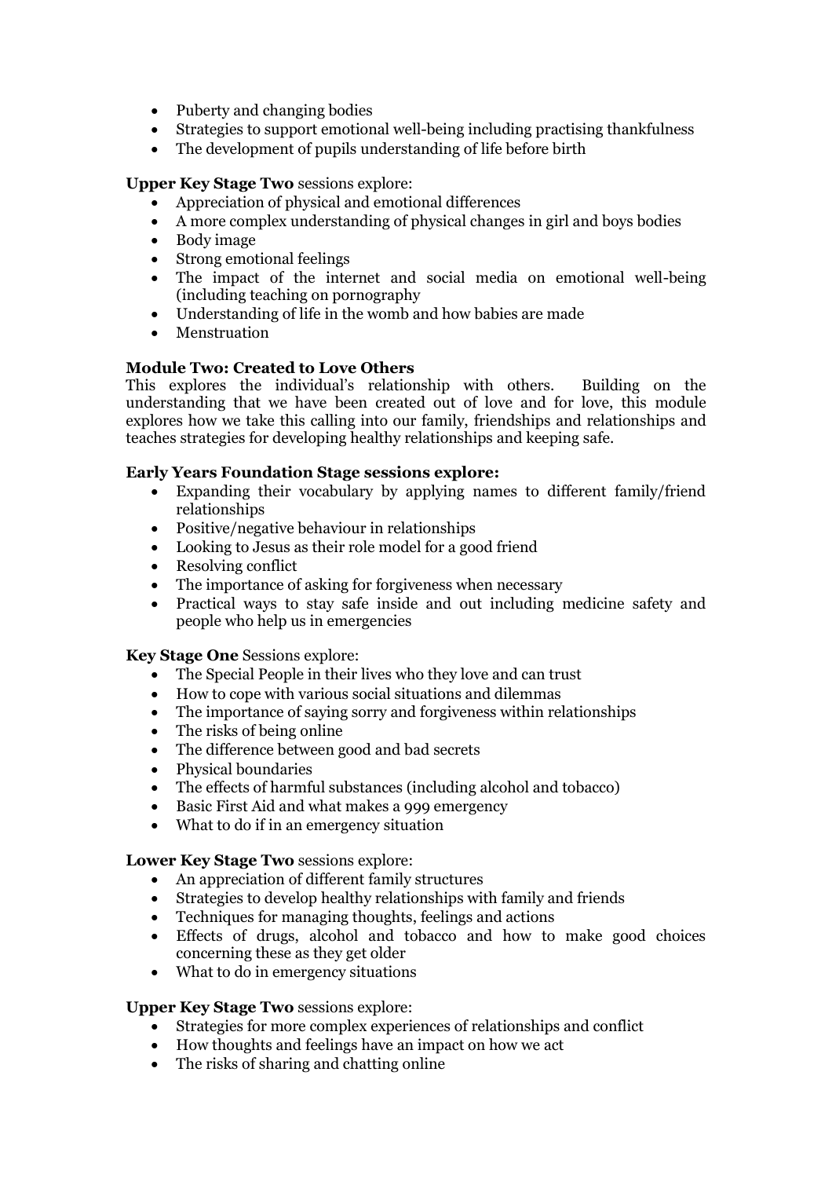- Puberty and changing bodies
- Strategies to support emotional well-being including practising thankfulness
- The development of pupils understanding of life before birth

**Upper Key Stage Two** sessions explore:

- Appreciation of physical and emotional differences
- A more complex understanding of physical changes in girl and boys bodies
- Body image
- Strong emotional feelings
- The impact of the internet and social media on emotional well-being (including teaching on pornography
- Understanding of life in the womb and how babies are made
- Menstruation

**Module Two: Created to Love Others**

This explores the individual's relationship with others. Building on the understanding that we have been created out of love and for love, this module explores how we take this calling into our family, friendships and relationships and teaches strategies for developing healthy relationships and keeping safe.

**Early Years Foundation Stage sessions explore:**

- Expanding their vocabulary by applying names to different family/friend relationships
- Positive/negative behaviour in relationships
- Looking to Jesus as their role model for a good friend
- Resolving conflict
- The importance of asking for forgiveness when necessary
- Practical ways to stay safe inside and out including medicine safety and people who help us in emergencies

**Key Stage One** Sessions explore:

- The Special People in their lives who they love and can trust
- How to cope with various social situations and dilemmas
- The importance of saying sorry and forgiveness within relationships
- The risks of being online
- The difference between good and bad secrets
- Physical boundaries
- The effects of harmful substances (including alcohol and tobacco)
- Basic First Aid and what makes a 999 emergency
- What to do if in an emergency situation

**Lower Key Stage Two** sessions explore:

- An appreciation of different family structures
- Strategies to develop healthy relationships with family and friends
- Techniques for managing thoughts, feelings and actions
- Effects of drugs, alcohol and tobacco and how to make good choices concerning these as they get older
- What to do in emergency situations

**Upper Key Stage Two** sessions explore:

- Strategies for more complex experiences of relationships and conflict
- How thoughts and feelings have an impact on how we act
- The risks of sharing and chatting online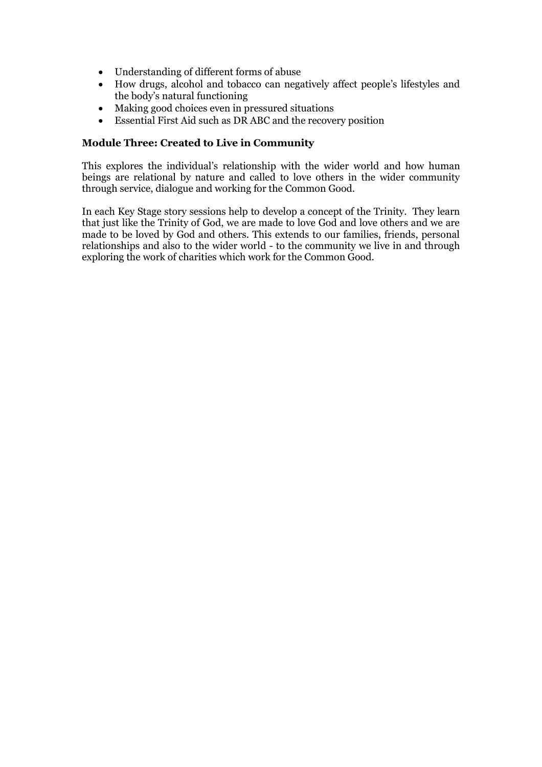- Understanding of different forms of abuse
- How drugs, alcohol and tobacco can negatively affect people's lifestyles and the body's natural functioning
- Making good choices even in pressured situations
- Essential First Aid such as DR ABC and the recovery position

**Module Three: Created to Live in Community**

This explores the individual's relationship with the wider world and how human beings are relational by nature and called to love others in the wider community through service, dialogue and working for the Common Good.

In each Key Stage story sessions help to develop a concept of the Trinity. They learn that just like the Trinity of God, we are made to love God and love others and we are made to be loved by God and others. This extends to our families, friends, personal relationships and also to the wider world - to the community we live in and through exploring the work of charities which work for the Common Good.